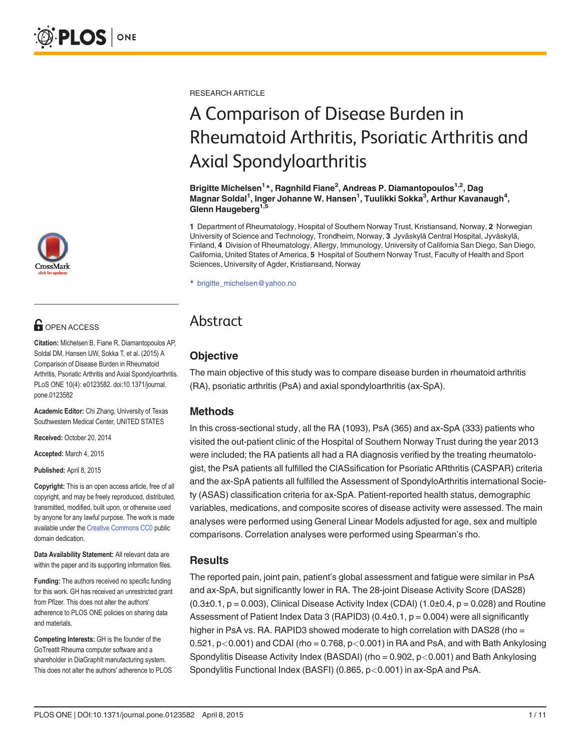RESEARCH ARTICLE

# A Comparison of Disease Burden in Rheumatoid Arthritis, Psoriatic Arthritis and Axial Spondyloarthritis

**Brigitte Michelsen[1]*, Ragnhild Fiane[2], Andreas P. Diamantopoulos[1,2], Dag Magnar Soldal[1], Inger Johanne W. Hansen[1], Tuulikki Sokka[3], Arthur Kavanaugh[4], Glenn Haugeberg[1,5]**

**1** Department of Rheumatology, Hospital of Southern Norway Trust, Kristiansand, Norway, **2** Norwegian University of Science and Technology, Trondheim, Norway, **3** Jyväskylä Central Hospital, Jyväskylä, Finland, **4** Division of Rheumatology, Allergy, Immunology, University of California San Diego, San Diego, California, United States of America, **5** Hospital of Southern Norway Trust, Faculty of Health and Sport Sciences, University of Agder, Kristiansand, Norway

* brigitte_michelsen@yahoo.no

OPEN ACCESS

**Citation:** Michelsen B, Fiane R, Diamantopoulos AP, Soldal DM, Hansen IJW, Sokka T, et al. (2015) A Comparison of Disease Burden in Rheumatoid Arthritis, Psoriatic Arthritis and Axial Spondyloarthritis. PLoS ONE 10(4): e0123582. doi:10.1371/journal.pone.0123582

**Academic Editor:** Chi Zhang, University of Texas Southwestern Medical Center, UNITED STATES

**Received:** October 20, 2014

**Accepted:** March 4, 2015

**Published:** April 8, 2015

**Copyright:** This is an open access article, free of all copyright, and may be freely reproduced, distributed, transmitted, modified, built upon, or otherwise used by anyone for any lawful purpose. The work is made available under the Creative Commons CC0 public domain dedication.

**Data Availability Statement:** All relevant data are within the paper and its supporting information files.

**Funding:** The authors received no specific funding for this work. GH has received an unrestricted grant from Pfizer. This does not alter the authors' adherence to PLOS ONE policies on sharing data and materials.

**Competing Interests:** GH is the founder of the GoTreatIt Rheuma computer software and a shareholder in DiaGraphIt manufacturing system. This does not alter the authors' adherence to PLOS

## Abstract

### Objective

The main objective of this study was to compare disease burden in rheumatoid arthritis (RA), psoriatic arthritis (PsA) and axial spondyloarthritis (ax-SpA).

### Methods

In this cross-sectional study, all the RA (1093), PsA (365) and ax-SpA (333) patients who visited the out-patient clinic of the Hospital of Southern Norway Trust during the year 2013 were included; the RA patients all had a RA diagnosis verified by the treating rheumatologist, the PsA patients all fulfilled the ClASsification for Psoriatic ARthritis (CASPAR) criteria and the ax-SpA patients all fulfilled the Assessment of SpondyloArthritis international Society (ASAS) classification criteria for ax-SpA. Patient-reported health status, demographic variables, medications, and composite scores of disease activity were assessed. The main analyses were performed using General Linear Models adjusted for age, sex and multiple comparisons. Correlation analyses were performed using Spearman's rho.

### Results

The reported pain, joint pain, patient's global assessment and fatigue were similar in PsA and ax-SpA, but significantly lower in RA. The 28-joint Disease Activity Score (DAS28) ($0.3\pm0.1$, $p = 0.003$), Clinical Disease Activity Index (CDAI) ($1.0\pm0.4$, $p = 0.028$) and Routine Assessment of Patient Index Data 3 (RAPID3) ($0.4\pm0.1$, $p = 0.004$) were all significantly higher in PsA vs. RA. RAPID3 showed moderate to high correlation with DAS28 (rho = 0.521, $p<0.001$) and CDAI (rho = 0.768, $p<0.001$) in RA and PsA, and with Bath Ankylosing Spondylitis Disease Activity Index (BASDAI) (rho = 0.902, $p<0.001$) and Bath Ankylosing Spondylitis Functional Index (BASFI) (0.865, $p<0.001$) in ax-SpA and PsA.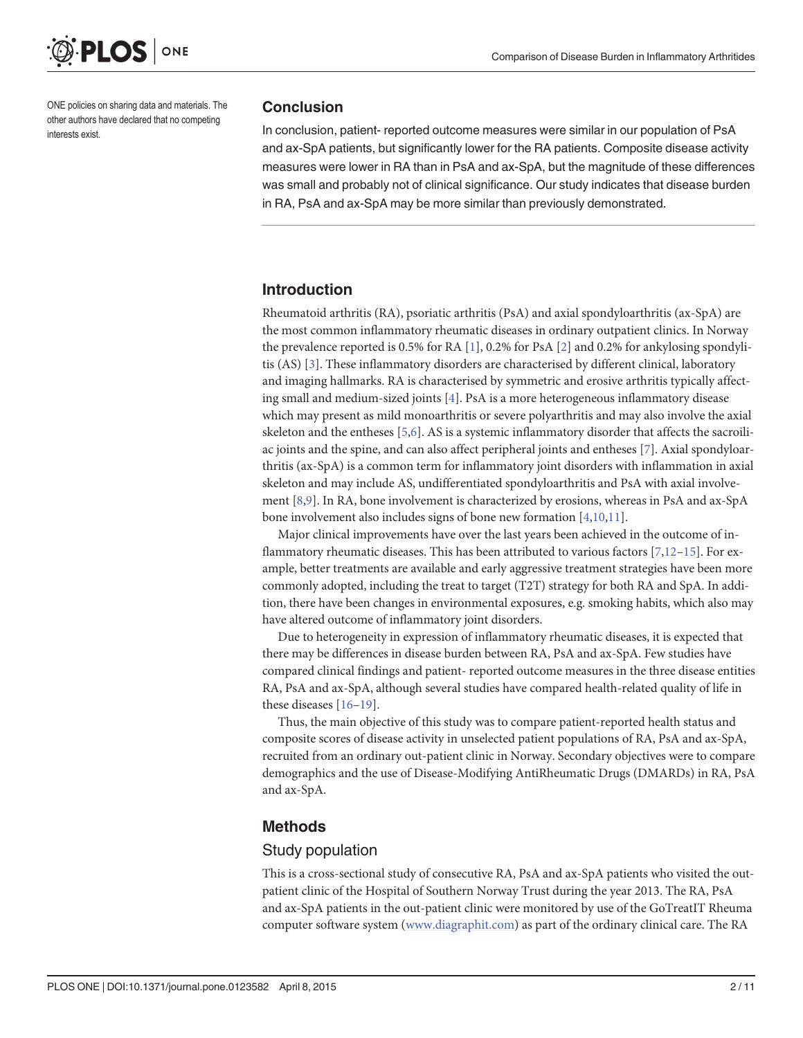ONE policies on sharing data and materials. The other authors have declared that no competing interests exist.

## Conclusion

In conclusion, patient- reported outcome measures were similar in our population of PsA and ax-SpA patients, but significantly lower for the RA patients. Composite disease activity measures were lower in RA than in PsA and ax-SpA, but the magnitude of these differences was small and probably not of clinical significance. Our study indicates that disease burden in RA, PsA and ax-SpA may be more similar than previously demonstrated.

## Introduction

Rheumatoid arthritis (RA), psoriatic arthritis (PsA) and axial spondyloarthritis (ax-SpA) are the most common inflammatory rheumatic diseases in ordinary outpatient clinics. In Norway the prevalence reported is 0.5% for RA [1], 0.2% for PsA [2] and 0.2% for ankylosing spondylitis (AS) [3]. These inflammatory disorders are characterised by different clinical, laboratory and imaging hallmarks. RA is characterised by symmetric and erosive arthritis typically affecting small and medium-sized joints [4]. PsA is a more heterogeneous inflammatory disease which may present as mild monoarthritis or severe polyarthritis and may also involve the axial skeleton and the entheses [5,6]. AS is a systemic inflammatory disorder that affects the sacroiliac joints and the spine, and can also affect peripheral joints and entheses [7]. Axial spondyloarthritis (ax-SpA) is a common term for inflammatory joint disorders with inflammation in axial skeleton and may include AS, undifferentiated spondyloarthritis and PsA with axial involvement [8,9]. In RA, bone involvement is characterized by erosions, whereas in PsA and ax-SpA bone involvement also includes signs of bone new formation [4,10,11].

Major clinical improvements have over the last years been achieved in the outcome of inflammatory rheumatic diseases. This has been attributed to various factors [7,12–15]. For example, better treatments are available and early aggressive treatment strategies have been more commonly adopted, including the treat to target (T2T) strategy for both RA and SpA. In addition, there have been changes in environmental exposures, e.g. smoking habits, which also may have altered outcome of inflammatory joint disorders.

Due to heterogeneity in expression of inflammatory rheumatic diseases, it is expected that there may be differences in disease burden between RA, PsA and ax-SpA. Few studies have compared clinical findings and patient- reported outcome measures in the three disease entities RA, PsA and ax-SpA, although several studies have compared health-related quality of life in these diseases [16–19].

Thus, the main objective of this study was to compare patient-reported health status and composite scores of disease activity in unselected patient populations of RA, PsA and ax-SpA, recruited from an ordinary out-patient clinic in Norway. Secondary objectives were to compare demographics and the use of Disease-Modifying AntiRheumatic Drugs (DMARDs) in RA, PsA and ax-SpA.

## Methods

### Study population

This is a cross-sectional study of consecutive RA, PsA and ax-SpA patients who visited the outpatient clinic of the Hospital of Southern Norway Trust during the year 2013. The RA, PsA and ax-SpA patients in the out-patient clinic were monitored by use of the GoTreatIT Rheuma computer software system (www.diagraphit.com) as part of the ordinary clinical care. The RA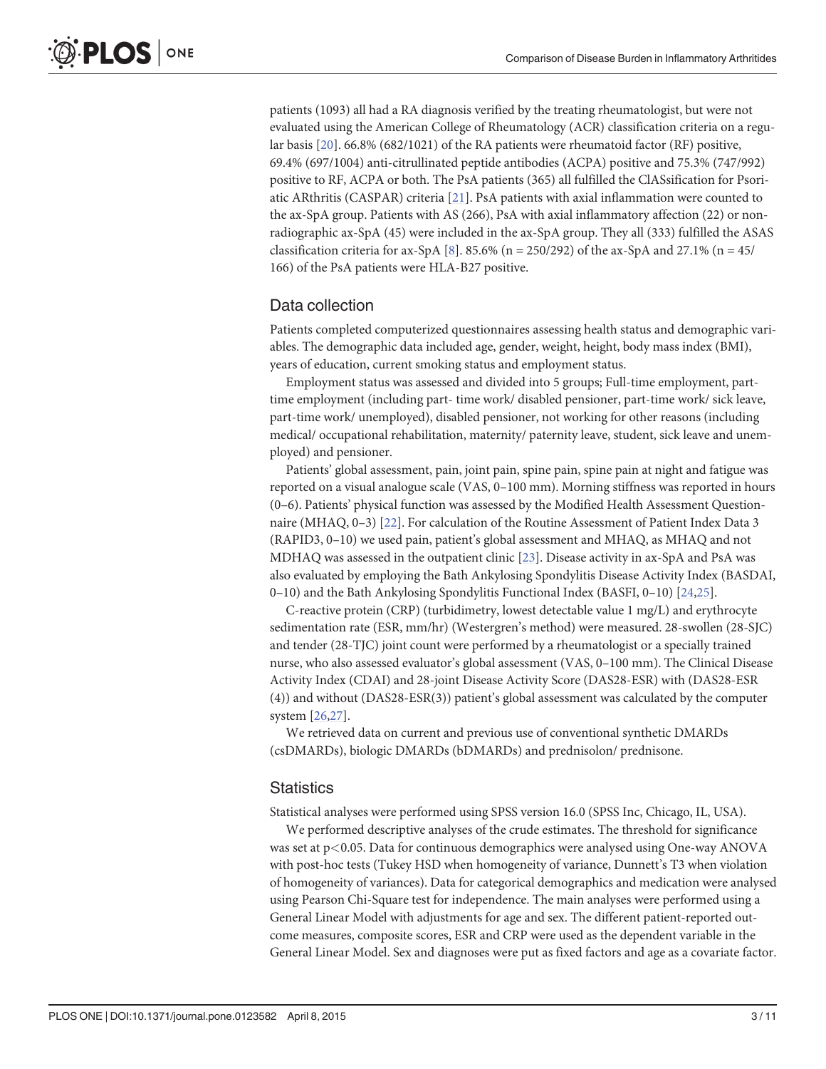patients (1093) all had a RA diagnosis verified by the treating rheumatologist, but were not evaluated using the American College of Rheumatology (ACR) classification criteria on a regular basis [20]. 66.8% (682/1021) of the RA patients were rheumatoid factor (RF) positive, 69.4% (697/1004) anti-citrullinated peptide antibodies (ACPA) positive and 75.3% (747/992) positive to RF, ACPA or both. The PsA patients (365) all fulfilled the ClASsification for Psoriatic ARthritis (CASPAR) criteria [21]. PsA patients with axial inflammation were counted to the ax-SpA group. Patients with AS (266), PsA with axial inflammatory affection (22) or non-radiographic ax-SpA (45) were included in the ax-SpA group. They all (333) fulfilled the ASAS classification criteria for ax-SpA [8]. 85.6% (n = 250/292) of the ax-SpA and 27.1% (n = 45/166) of the PsA patients were HLA-B27 positive.

## Data collection

Patients completed computerized questionnaires assessing health status and demographic variables. The demographic data included age, gender, weight, height, body mass index (BMI), years of education, current smoking status and employment status.

Employment status was assessed and divided into 5 groups; Full-time employment, part-time employment (including part- time work/ disabled pensioner, part-time work/ sick leave, part-time work/ unemployed), disabled pensioner, not working for other reasons (including medical/ occupational rehabilitation, maternity/ paternity leave, student, sick leave and unemployed) and pensioner.

Patients' global assessment, pain, joint pain, spine pain, spine pain at night and fatigue was reported on a visual analogue scale (VAS, 0–100 mm). Morning stiffness was reported in hours (0–6). Patients' physical function was assessed by the Modified Health Assessment Questionnaire (MHAQ, 0–3) [22]. For calculation of the Routine Assessment of Patient Index Data 3 (RAPID3, 0–10) we used pain, patient's global assessment and MHAQ, as MHAQ and not MDHAQ was assessed in the outpatient clinic [23]. Disease activity in ax-SpA and PsA was also evaluated by employing the Bath Ankylosing Spondylitis Disease Activity Index (BASDAI, 0–10) and the Bath Ankylosing Spondylitis Functional Index (BASFI, 0–10) [24,25].

C-reactive protein (CRP) (turbidimetry, lowest detectable value 1 mg/L) and erythrocyte sedimentation rate (ESR, mm/hr) (Westergren's method) were measured. 28-swollen (28-SJC) and tender (28-TJC) joint count were performed by a rheumatologist or a specially trained nurse, who also assessed evaluator's global assessment (VAS, 0–100 mm). The Clinical Disease Activity Index (CDAI) and 28-joint Disease Activity Score (DAS28-ESR) with (DAS28-ESR (4)) and without (DAS28-ESR(3)) patient's global assessment was calculated by the computer system [26,27].

We retrieved data on current and previous use of conventional synthetic DMARDs (csDMARDs), biologic DMARDs (bDMARDs) and prednisolon/ prednisone.

## Statistics

Statistical analyses were performed using SPSS version 16.0 (SPSS Inc, Chicago, IL, USA).

We performed descriptive analyses of the crude estimates. The threshold for significance was set at $p<0.05$. Data for continuous demographics were analysed using One-way ANOVA with post-hoc tests (Tukey HSD when homogeneity of variance, Dunnett's T3 when violation of homogeneity of variances). Data for categorical demographics and medication were analysed using Pearson Chi-Square test for independence. The main analyses were performed using a General Linear Model with adjustments for age and sex. The different patient-reported outcome measures, composite scores, ESR and CRP were used as the dependent variable in the General Linear Model. Sex and diagnoses were put as fixed factors and age as a covariate factor.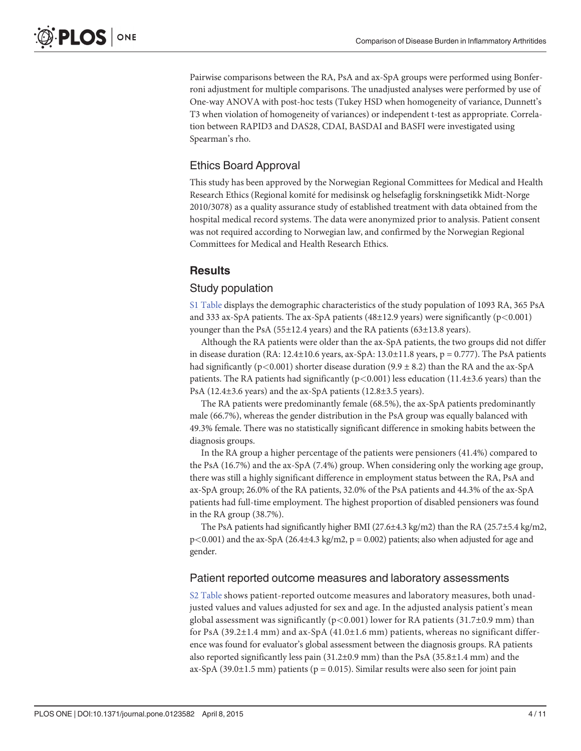Pairwise comparisons between the RA, PsA and ax-SpA groups were performed using Bonferroni adjustment for multiple comparisons. The unadjusted analyses were performed by use of One-way ANOVA with post-hoc tests (Tukey HSD when homogeneity of variance, Dunnett's T3 when violation of homogeneity of variances) or independent t-test as appropriate. Correlation between RAPID3 and DAS28, CDAI, BASDAI and BASFI were investigated using Spearman's rho.

## Ethics Board Approval

This study has been approved by the Norwegian Regional Committees for Medical and Health Research Ethics (Regional komité for medisinsk og helsefaglig forskningsetikk Midt-Norge 2010/3078) as a quality assurance study of established treatment with data obtained from the hospital medical record systems. The data were anonymized prior to analysis. Patient consent was not required according to Norwegian law, and confirmed by the Norwegian Regional Committees for Medical and Health Research Ethics.

# Results

## Study population

S1 Table displays the demographic characteristics of the study population of 1093 RA, 365 PsA and 333 ax-SpA patients. The ax-SpA patients (48±12.9 years) were significantly ($p<0.001$) younger than the PsA (55±12.4 years) and the RA patients (63±13.8 years).

Although the RA patients were older than the ax-SpA patients, the two groups did not differ in disease duration (RA: 12.4±10.6 years, ax-SpA: 13.0±11.8 years, $p = 0.777$). The PsA patients had significantly ($p<0.001$) shorter disease duration (9.9 ± 8.2) than the RA and the ax-SpA patients. The RA patients had significantly ($p<0.001$) less education (11.4±3.6 years) than the PsA (12.4±3.6 years) and the ax-SpA patients (12.8±3.5 years).

The RA patients were predominantly female (68.5%), the ax-SpA patients predominantly male (66.7%), whereas the gender distribution in the PsA group was equally balanced with 49.3% female. There was no statistically significant difference in smoking habits between the diagnosis groups.

In the RA group a higher percentage of the patients were pensioners (41.4%) compared to the PsA (16.7%) and the ax-SpA (7.4%) group. When considering only the working age group, there was still a highly significant difference in employment status between the RA, PsA and ax-SpA group; 26.0% of the RA patients, 32.0% of the PsA patients and 44.3% of the ax-SpA patients had full-time employment. The highest proportion of disabled pensioners was found in the RA group (38.7%).

The PsA patients had significantly higher BMI (27.6±4.3 kg/m2) than the RA (25.7±5.4 kg/m2, $p<0.001$) and the ax-SpA (26.4±4.3 kg/m2, $p = 0.002$) patients; also when adjusted for age and gender.

## Patient reported outcome measures and laboratory assessments

S2 Table shows patient-reported outcome measures and laboratory measures, both unadjusted values and values adjusted for sex and age. In the adjusted analysis patient's mean global assessment was significantly ($p<0.001$) lower for RA patients (31.7±0.9 mm) than for PsA (39.2±1.4 mm) and ax-SpA (41.0±1.6 mm) patients, whereas no significant difference was found for evaluator's global assessment between the diagnosis groups. RA patients also reported significantly less pain (31.2±0.9 mm) than the PsA (35.8±1.4 mm) and the ax-SpA (39.0±1.5 mm) patients ($p = 0.015$). Similar results were also seen for joint pain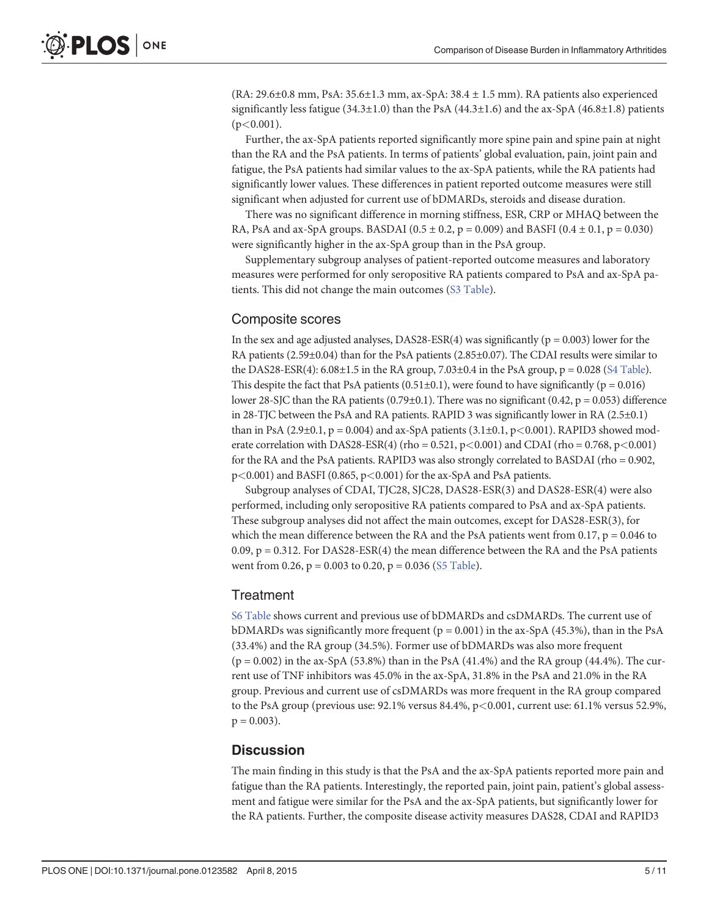(RA: 29.6±0.8 mm, PsA: 35.6±1.3 mm, ax-SpA: 38.4 ± 1.5 mm). RA patients also experienced significantly less fatigue (34.3±1.0) than the PsA (44.3±1.6) and the ax-SpA (46.8±1.8) patients ($p<0.001$).

Further, the ax-SpA patients reported significantly more spine pain and spine pain at night than the RA and the PsA patients. In terms of patients' global evaluation, pain, joint pain and fatigue, the PsA patients had similar values to the ax-SpA patients, while the RA patients had significantly lower values. These differences in patient reported outcome measures were still significant when adjusted for current use of bDMARDs, steroids and disease duration.

There was no significant difference in morning stiffness, ESR, CRP or MHAQ between the RA, PsA and ax-SpA groups. BASDAI (0.5 ± 0.2, $p = 0.009$) and BASFI (0.4 ± 0.1, $p = 0.030$) were significantly higher in the ax-SpA group than in the PsA group.

Supplementary subgroup analyses of patient-reported outcome measures and laboratory measures were performed for only seropositive RA patients compared to PsA and ax-SpA patients. This did not change the main outcomes (S3 Table).

## Composite scores

In the sex and age adjusted analyses, DAS28-ESR(4) was significantly ($p = 0.003$) lower for the RA patients (2.59±0.04) than for the PsA patients (2.85±0.07). The CDAI results were similar to the DAS28-ESR(4): 6.08±1.5 in the RA group, 7.03±0.4 in the PsA group, $p = 0.028$ (S4 Table). This despite the fact that PsA patients (0.51±0.1), were found to have significantly ($p = 0.016$) lower 28-SJC than the RA patients (0.79±0.1). There was no significant (0.42, $p = 0.053$) difference in 28-TJC between the PsA and RA patients. RAPID 3 was significantly lower in RA (2.5±0.1) than in PsA (2.9±0.1, $p = 0.004$) and ax-SpA patients (3.1±0.1, $p<0.001$). RAPID3 showed moderate correlation with DAS28-ESR(4) (rho = 0.521, $p<0.001$) and CDAI (rho = 0.768, $p<0.001$) for the RA and the PsA patients. RAPID3 was also strongly correlated to BASDAI (rho = 0.902, $p<0.001$) and BASFI (0.865, $p<0.001$) for the ax-SpA and PsA patients.

Subgroup analyses of CDAI, TJC28, SJC28, DAS28-ESR(3) and DAS28-ESR(4) were also performed, including only seropositive RA patients compared to PsA and ax-SpA patients. These subgroup analyses did not affect the main outcomes, except for DAS28-ESR(3), for which the mean difference between the RA and the PsA patients went from 0.17, $p = 0.046$ to 0.09, $p = 0.312$. For DAS28-ESR(4) the mean difference between the RA and the PsA patients went from 0.26, $p = 0.003$ to 0.20, $p = 0.036$ (S5 Table).

## Treatment

S6 Table shows current and previous use of bDMARDs and csDMARDs. The current use of bDMARDs was significantly more frequent ($p = 0.001$) in the ax-SpA (45.3%), than in the PsA (33.4%) and the RA group (34.5%). Former use of bDMARDs was also more frequent ($p = 0.002$) in the ax-SpA (53.8%) than in the PsA (41.4%) and the RA group (44.4%). The current use of TNF inhibitors was 45.0% in the ax-SpA, 31.8% in the PsA and 21.0% in the RA group. Previous and current use of csDMARDs was more frequent in the RA group compared to the PsA group (previous use: 92.1% versus 84.4%, $p<0.001$, current use: 61.1% versus 52.9%, $p = 0.003$).

## Discussion

The main finding in this study is that the PsA and the ax-SpA patients reported more pain and fatigue than the RA patients. Interestingly, the reported pain, joint pain, patient's global assessment and fatigue were similar for the PsA and the ax-SpA patients, but significantly lower for the RA patients. Further, the composite disease activity measures DAS28, CDAI and RAPID3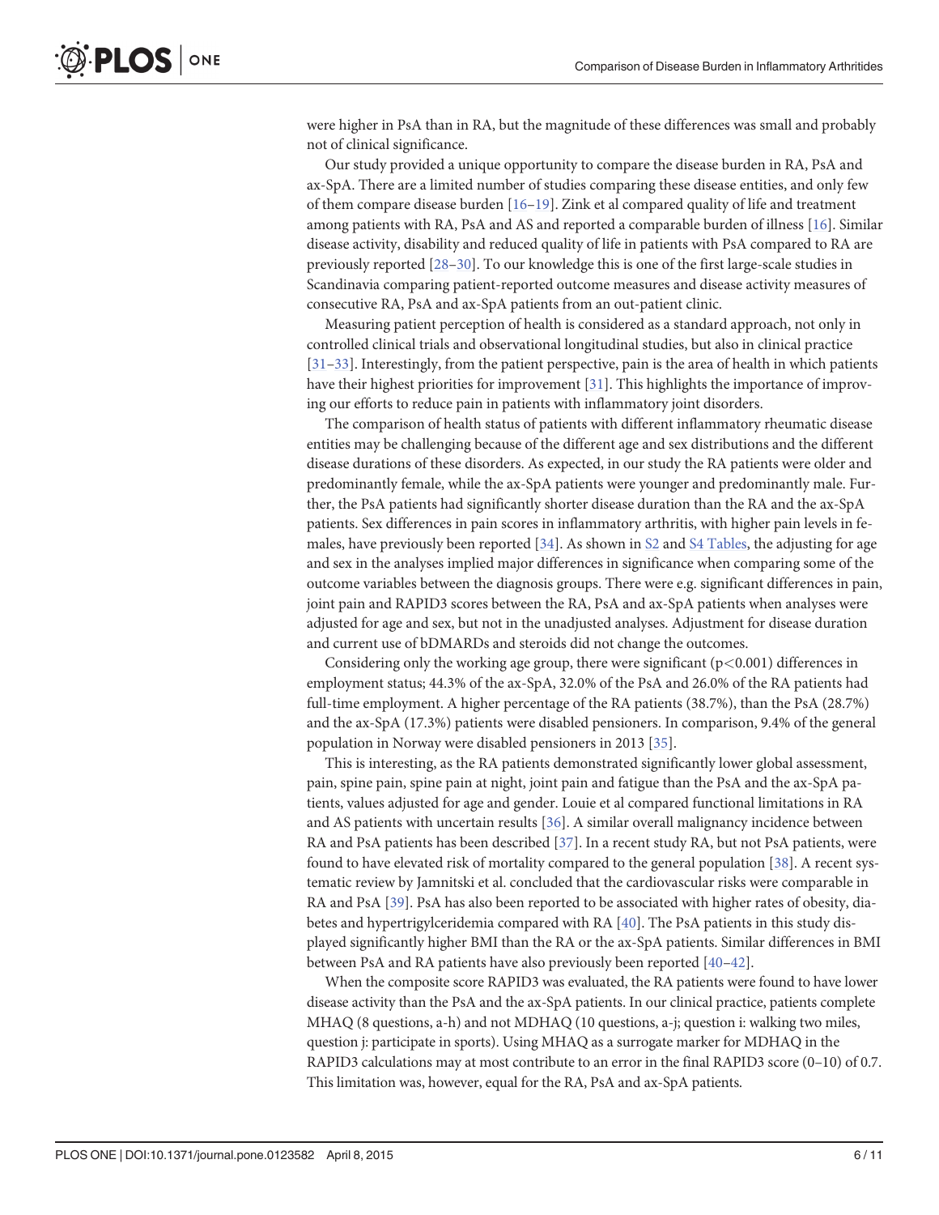were higher in PsA than in RA, but the magnitude of these differences was small and probably not of clinical significance.

Our study provided a unique opportunity to compare the disease burden in RA, PsA and ax-SpA. There are a limited number of studies comparing these disease entities, and only few of them compare disease burden [16–19]. Zink et al compared quality of life and treatment among patients with RA, PsA and AS and reported a comparable burden of illness [16]. Similar disease activity, disability and reduced quality of life in patients with PsA compared to RA are previously reported [28–30]. To our knowledge this is one of the first large-scale studies in Scandinavia comparing patient-reported outcome measures and disease activity measures of consecutive RA, PsA and ax-SpA patients from an out-patient clinic.

Measuring patient perception of health is considered as a standard approach, not only in controlled clinical trials and observational longitudinal studies, but also in clinical practice [31–33]. Interestingly, from the patient perspective, pain is the area of health in which patients have their highest priorities for improvement [31]. This highlights the importance of improving our efforts to reduce pain in patients with inflammatory joint disorders.

The comparison of health status of patients with different inflammatory rheumatic disease entities may be challenging because of the different age and sex distributions and the different disease durations of these disorders. As expected, in our study the RA patients were older and predominantly female, while the ax-SpA patients were younger and predominantly male. Further, the PsA patients had significantly shorter disease duration than the RA and the ax-SpA patients. Sex differences in pain scores in inflammatory arthritis, with higher pain levels in females, have previously been reported [34]. As shown in S2 and S4 Tables, the adjusting for age and sex in the analyses implied major differences in significance when comparing some of the outcome variables between the diagnosis groups. There were e.g. significant differences in pain, joint pain and RAPID3 scores between the RA, PsA and ax-SpA patients when analyses were adjusted for age and sex, but not in the unadjusted analyses. Adjustment for disease duration and current use of bDMARDs and steroids did not change the outcomes.

Considering only the working age group, there were significant ($p<0.001$) differences in employment status; 44.3% of the ax-SpA, 32.0% of the PsA and 26.0% of the RA patients had full-time employment. A higher percentage of the RA patients (38.7%), than the PsA (28.7%) and the ax-SpA (17.3%) patients were disabled pensioners. In comparison, 9.4% of the general population in Norway were disabled pensioners in 2013 [35].

This is interesting, as the RA patients demonstrated significantly lower global assessment, pain, spine pain, spine pain at night, joint pain and fatigue than the PsA and the ax-SpA patients, values adjusted for age and gender. Louie et al compared functional limitations in RA and AS patients with uncertain results [36]. A similar overall malignancy incidence between RA and PsA patients has been described [37]. In a recent study RA, but not PsA patients, were found to have elevated risk of mortality compared to the general population [38]. A recent systematic review by Jamnitski et al. concluded that the cardiovascular risks were comparable in RA and PsA [39]. PsA has also been reported to be associated with higher rates of obesity, diabetes and hypertriglyceridemia compared with RA [40]. The PsA patients in this study displayed significantly higher BMI than the RA or the ax-SpA patients. Similar differences in BMI between PsA and RA patients have also previously been reported [40–42].

When the composite score RAPID3 was evaluated, the RA patients were found to have lower disease activity than the PsA and the ax-SpA patients. In our clinical practice, patients complete MHAQ (8 questions, a-h) and not MDHAQ (10 questions, a-j; question i: walking two miles, question j: participate in sports). Using MHAQ as a surrogate marker for MDHAQ in the RAPID3 calculations may at most contribute to an error in the final RAPID3 score (0–10) of 0.7. This limitation was, however, equal for the RA, PsA and ax-SpA patients.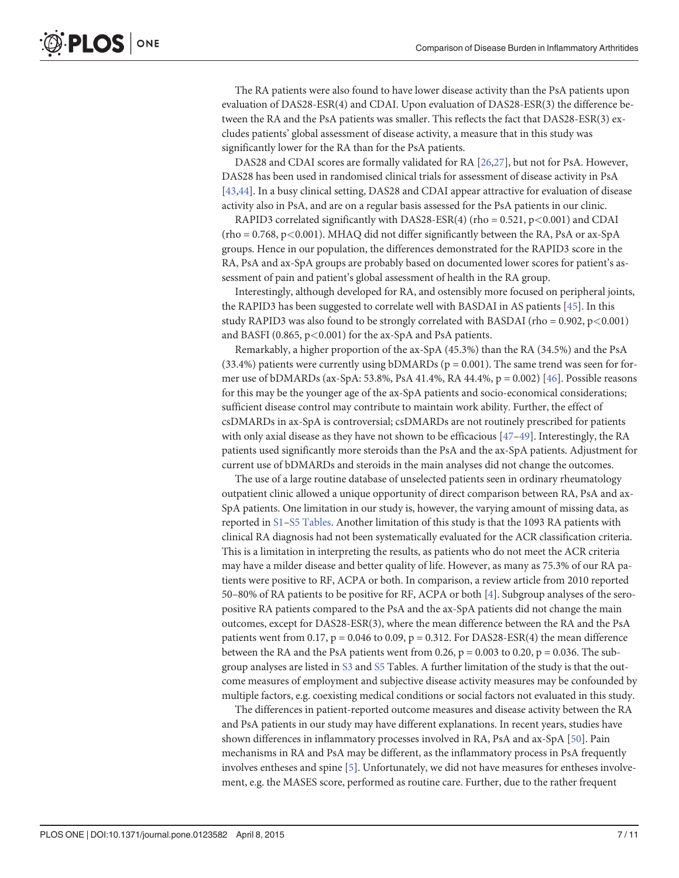The RA patients were also found to have lower disease activity than the PsA patients upon evaluation of DAS28-ESR(4) and CDAI. Upon evaluation of DAS28-ESR(3) the difference between the RA and the PsA patients was smaller. This reflects the fact that DAS28-ESR(3) excludes patients' global assessment of disease activity, a measure that in this study was significantly lower for the RA than for the PsA patients.

DAS28 and CDAI scores are formally validated for RA [26,27], but not for PsA. However, DAS28 has been used in randomised clinical trials for assessment of disease activity in PsA [43,44]. In a busy clinical setting, DAS28 and CDAI appear attractive for evaluation of disease activity also in PsA, and are on a regular basis assessed for the PsA patients in our clinic.

RAPID3 correlated significantly with DAS28-ESR(4) (rho = 0.521, $p<0.001$) and CDAI (rho = 0.768, $p<0.001$). MHAQ did not differ significantly between the RA, PsA or ax-SpA groups. Hence in our population, the differences demonstrated for the RAPID3 score in the RA, PsA and ax-SpA groups are probably based on documented lower scores for patient's assessment of pain and patient's global assessment of health in the RA group.

Interestingly, although developed for RA, and ostensibly more focused on peripheral joints, the RAPID3 has been suggested to correlate well with BASDAI in AS patients [45]. In this study RAPID3 was also found to be strongly correlated with BASDAI (rho = 0.902, $p<0.001$) and BASFI (0.865, $p<0.001$) for the ax-SpA and PsA patients.

Remarkably, a higher proportion of the ax-SpA (45.3%) than the RA (34.5%) and the PsA (33.4%) patients were currently using bDMARDs ($p = 0.001$). The same trend was seen for former use of bDMARDs (ax-SpA: 53.8%, PsA 41.4%, RA 44.4%, $p = 0.002$) [46]. Possible reasons for this may be the younger age of the ax-SpA patients and socio-economical considerations; sufficient disease control may contribute to maintain work ability. Further, the effect of csDMARDs in ax-SpA is controversial; csDMARDs are not routinely prescribed for patients with only axial disease as they have not shown to be efficacious [47–49]. Interestingly, the RA patients used significantly more steroids than the PsA and the ax-SpA patients. Adjustment for current use of bDMARDs and steroids in the main analyses did not change the outcomes.

The use of a large routine database of unselected patients seen in ordinary rheumatology outpatient clinic allowed a unique opportunity of direct comparison between RA, PsA and ax-SpA patients. One limitation in our study is, however, the varying amount of missing data, as reported in S1–S5 Tables. Another limitation of this study is that the 1093 RA patients with clinical RA diagnosis had not been systematically evaluated for the ACR classification criteria. This is a limitation in interpreting the results, as patients who do not meet the ACR criteria may have a milder disease and better quality of life. However, as many as 75.3% of our RA patients were positive to RF, ACPA or both. In comparison, a review article from 2010 reported 50–80% of RA patients to be positive for RF, ACPA or both [4]. Subgroup analyses of the seropositive RA patients compared to the PsA and the ax-SpA patients did not change the main outcomes, except for DAS28-ESR(3), where the mean difference between the RA and the PsA patients went from 0.17, $p = 0.046$ to 0.09, $p = 0.312$. For DAS28-ESR(4) the mean difference between the RA and the PsA patients went from 0.26, $p = 0.003$ to 0.20, $p = 0.036$. The subgroup analyses are listed in S3 and S5 Tables. A further limitation of the study is that the outcome measures of employment and subjective disease activity measures may be confounded by multiple factors, e.g. coexisting medical conditions or social factors not evaluated in this study.

The differences in patient-reported outcome measures and disease activity between the RA and PsA patients in our study may have different explanations. In recent years, studies have shown differences in inflammatory processes involved in RA, PsA and ax-SpA [50]. Pain mechanisms in RA and PsA may be different, as the inflammatory process in PsA frequently involves entheses and spine [5]. Unfortunately, we did not have measures for entheses involvement, e.g. the MASES score, performed as routine care. Further, due to the rather frequent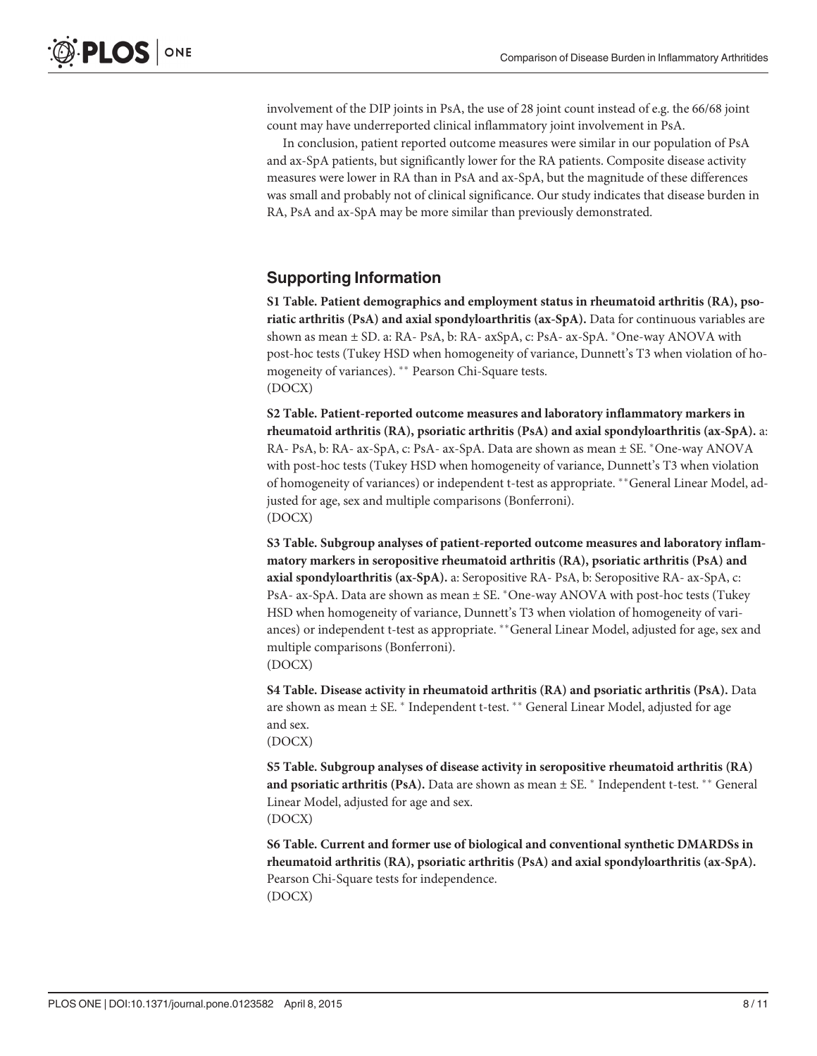involvement of the DIP joints in PsA, the use of 28 joint count instead of e.g. the 66/68 joint count may have underreported clinical inflammatory joint involvement in PsA.

In conclusion, patient reported outcome measures were similar in our population of PsA and ax-SpA patients, but significantly lower for the RA patients. Composite disease activity measures were lower in RA than in PsA and ax-SpA, but the magnitude of these differences was small and probably not of clinical significance. Our study indicates that disease burden in RA, PsA and ax-SpA may be more similar than previously demonstrated.

## Supporting Information

**S1 Table. Patient demographics and employment status in rheumatoid arthritis (RA), psoriatic arthritis (PsA) and axial spondyloarthritis (ax-SpA).** Data for continuous variables are shown as mean ± SD. a: RA- PsA, b: RA- axSpA, c: PsA- ax-SpA. *One-way ANOVA with post-hoc tests (Tukey HSD when homogeneity of variance, Dunnett's T3 when violation of homogeneity of variances). ** Pearson Chi-Square tests.
(DOCX)

**S2 Table. Patient-reported outcome measures and laboratory inflammatory markers in rheumatoid arthritis (RA), psoriatic arthritis (PsA) and axial spondyloarthritis (ax-SpA).** a: RA- PsA, b: RA- ax-SpA, c: PsA- ax-SpA. Data are shown as mean ± SE. *One-way ANOVA with post-hoc tests (Tukey HSD when homogeneity of variance, Dunnett's T3 when violation of homogeneity of variances) or independent t-test as appropriate. **General Linear Model, adjusted for age, sex and multiple comparisons (Bonferroni).
(DOCX)

**S3 Table. Subgroup analyses of patient-reported outcome measures and laboratory inflammatory markers in seropositive rheumatoid arthritis (RA), psoriatic arthritis (PsA) and axial spondyloarthritis (ax-SpA).** a: Seropositive RA- PsA, b: Seropositive RA- ax-SpA, c: PsA- ax-SpA. Data are shown as mean ± SE. *One-way ANOVA with post-hoc tests (Tukey HSD when homogeneity of variance, Dunnett's T3 when violation of homogeneity of variances) or independent t-test as appropriate. **General Linear Model, adjusted for age, sex and multiple comparisons (Bonferroni).
(DOCX)

**S4 Table. Disease activity in rheumatoid arthritis (RA) and psoriatic arthritis (PsA).** Data are shown as mean ± SE. * Independent t-test. ** General Linear Model, adjusted for age and sex.
(DOCX)

**S5 Table. Subgroup analyses of disease activity in seropositive rheumatoid arthritis (RA) and psoriatic arthritis (PsA).** Data are shown as mean ± SE. * Independent t-test. ** General Linear Model, adjusted for age and sex.
(DOCX)

**S6 Table. Current and former use of biological and conventional synthetic DMARDSs in rheumatoid arthritis (RA), psoriatic arthritis (PsA) and axial spondyloarthritis (ax-SpA).** Pearson Chi-Square tests for independence.
(DOCX)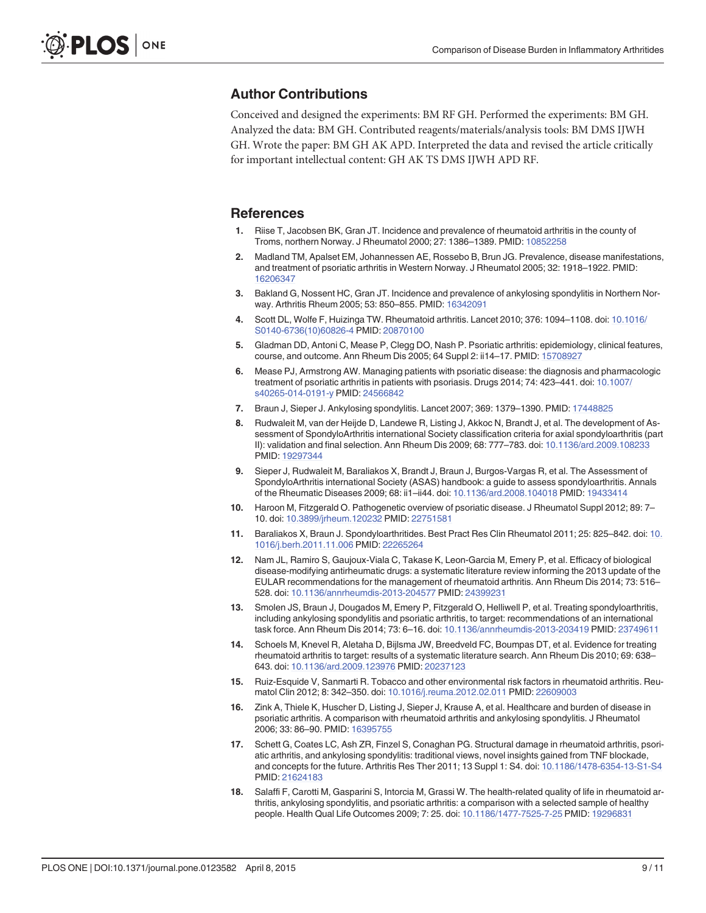## Author Contributions

Conceived and designed the experiments: BM RF GH. Performed the experiments: BM GH. Analyzed the data: BM GH. Contributed reagents/materials/analysis tools: BM DMS IJWH GH. Wrote the paper: BM GH AK APD. Interpreted the data and revised the article critically for important intellectual content: GH AK TS DMS IJWH APD RF.

## References

1. Riise T, Jacobsen BK, Gran JT. Incidence and prevalence of rheumatoid arthritis in the county of Troms, northern Norway. J Rheumatol 2000; 27: 1386–1389. PMID: 10852258
2. Madland TM, Apalset EM, Johannessen AE, Rossebo B, Brun JG. Prevalence, disease manifestations, and treatment of psoriatic arthritis in Western Norway. J Rheumatol 2005; 32: 1918–1922. PMID: 16206347
3. Bakland G, Nossent HC, Gran JT. Incidence and prevalence of ankylosing spondylitis in Northern Norway. Arthritis Rheum 2005; 53: 850–855. PMID: 16342091
4. Scott DL, Wolfe F, Huizinga TW. Rheumatoid arthritis. Lancet 2010; 376: 1094–1108. doi: 10.1016/S0140-6736(10)60826-4 PMID: 20870100
5. Gladman DD, Antoni C, Mease P, Clegg DO, Nash P. Psoriatic arthritis: epidemiology, clinical features, course, and outcome. Ann Rheum Dis 2005; 64 Suppl 2: ii14–17. PMID: 15708927
6. Mease PJ, Armstrong AW. Managing patients with psoriatic disease: the diagnosis and pharmacologic treatment of psoriatic arthritis in patients with psoriasis. Drugs 2014; 74: 423–441. doi: 10.1007/s40265-014-0191-y PMID: 24566842
7. Braun J, Sieper J. Ankylosing spondylitis. Lancet 2007; 369: 1379–1390. PMID: 17448825
8. Rudwaleit M, van der Heijde D, Landewe R, Listing J, Akkoc N, Brandt J, et al. The development of Assessment of SpondyloArthritis international Society classification criteria for axial spondyloarthritis (part II): validation and final selection. Ann Rheum Dis 2009; 68: 777–783. doi: 10.1136/ard.2009.108233 PMID: 19297344
9. Sieper J, Rudwaleit M, Baraliakos X, Brandt J, Braun J, Burgos-Vargas R, et al. The Assessment of SpondyloArthritis international Society (ASAS) handbook: a guide to assess spondyloarthritis. Annals of the Rheumatic Diseases 2009; 68: ii1–ii44. doi: 10.1136/ard.2008.104018 PMID: 19433414
10. Haroon M, Fitzgerald O. Pathogenetic overview of psoriatic disease. J Rheumatol Suppl 2012; 89: 7–10. doi: 10.3899/jrheum.120232 PMID: 22751581
11. Baraliakos X, Braun J. Spondyloarthritides. Best Pract Res Clin Rheumatol 2011; 25: 825–842. doi: 10.1016/j.berh.2011.11.006 PMID: 22265264
12. Nam JL, Ramiro S, Gaujoux-Viala C, Takase K, Leon-Garcia M, Emery P, et al. Efficacy of biological disease-modifying antirheumatic drugs: a systematic literature review informing the 2013 update of the EULAR recommendations for the management of rheumatoid arthritis. Ann Rheum Dis 2014; 73: 516–528. doi: 10.1136/annrheumdis-2013-204577 PMID: 24399231
13. Smolen JS, Braun J, Dougados M, Emery P, Fitzgerald O, Helliwell P, et al. Treating spondyloarthritis, including ankylosing spondylitis and psoriatic arthritis, to target: recommendations of an international task force. Ann Rheum Dis 2014; 73: 6–16. doi: 10.1136/annrheumdis-2013-203419 PMID: 23749611
14. Schoels M, Knevel R, Aletaha D, Bijlsma JW, Breedveld FC, Boumpas DT, et al. Evidence for treating rheumatoid arthritis to target: results of a systematic literature search. Ann Rheum Dis 2010; 69: 638–643. doi: 10.1136/ard.2009.123976 PMID: 20237123
15. Ruiz-Esquide V, Sanmarti R. Tobacco and other environmental risk factors in rheumatoid arthritis. Reumatol Clin 2012; 8: 342–350. doi: 10.1016/j.reuma.2012.02.011 PMID: 22609003
16. Zink A, Thiele K, Huscher D, Listing J, Sieper J, Krause A, et al. Healthcare and burden of disease in psoriatic arthritis. A comparison with rheumatoid arthritis and ankylosing spondylitis. J Rheumatol 2006; 33: 86–90. PMID: 16395755
17. Schett G, Coates LC, Ash ZR, Finzel S, Conaghan PG. Structural damage in rheumatoid arthritis, psoriatic arthritis, and ankylosing spondylitis: traditional views, novel insights gained from TNF blockade, and concepts for the future. Arthritis Res Ther 2011; 13 Suppl 1: S4. doi: 10.1186/1478-6354-13-S1-S4 PMID: 21624183
18. Salaffi F, Carotti M, Gasparini S, Intorcia M, Grassi W. The health-related quality of life in rheumatoid arthritis, ankylosing spondylitis, and psoriatic arthritis: a comparison with a selected sample of healthy people. Health Qual Life Outcomes 2009; 7: 25. doi: 10.1186/1477-7525-7-25 PMID: 19296831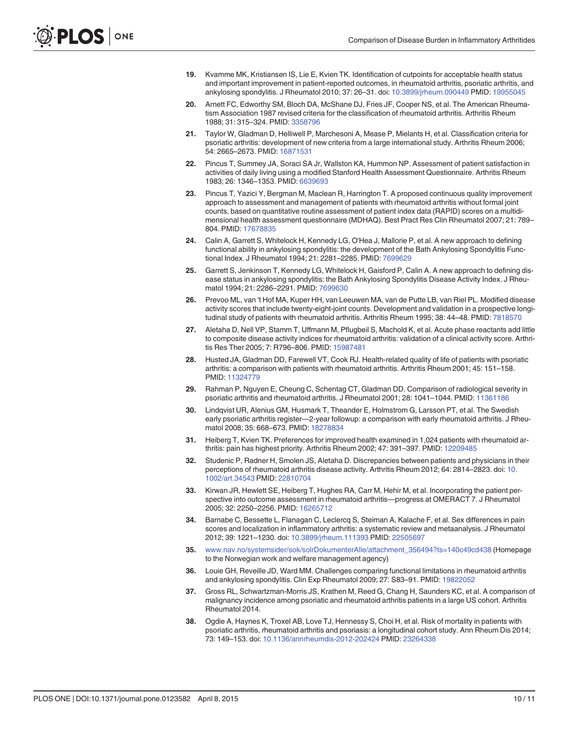19. Kvamme MK, Kristiansen IS, Lie E, Kvien TK. Identification of cutpoints for acceptable health status and important improvement in patient-reported outcomes, in rheumatoid arthritis, psoriatic arthritis, and ankylosing spondylitis. J Rheumatol 2010; 37: 26–31. doi: 10.3899/jrheum.090449 PMID: 19955045

20. Arnett FC, Edworthy SM, Bloch DA, McShane DJ, Fries JF, Cooper NS, et al. The American Rheumatism Association 1987 revised criteria for the classification of rheumatoid arthritis. Arthritis Rheum 1988; 31: 315–324. PMID: 3358796

21. Taylor W, Gladman D, Helliwell P, Marchesoni A, Mease P, Mielants H, et al. Classification criteria for psoriatic arthritis: development of new criteria from a large international study. Arthritis Rheum 2006; 54: 2665–2673. PMID: 16871531

22. Pincus T, Summey JA, Soraci SA Jr, Wallston KA, Hummon NP. Assessment of patient satisfaction in activities of daily living using a modified Stanford Health Assessment Questionnaire. Arthritis Rheum 1983; 26: 1346–1353. PMID: 6639693

23. Pincus T, Yazici Y, Bergman M, Maclean R, Harrington T. A proposed continuous quality improvement approach to assessment and management of patients with rheumatoid arthritis without formal joint counts, based on quantitative routine assessment of patient index data (RAPID) scores on a multidimensional health assessment questionnaire (MDHAQ). Best Pract Res Clin Rheumatol 2007; 21: 789–804. PMID: 17678835

24. Calin A, Garrett S, Whitelock H, Kennedy LG, O'Hea J, Mallorie P, et al. A new approach to defining functional ability in ankylosing spondylitis: the development of the Bath Ankylosing Spondylitis Functional Index. J Rheumatol 1994; 21: 2281–2285. PMID: 7699629

25. Garrett S, Jenkinson T, Kennedy LG, Whitelock H, Gaisford P, Calin A. A new approach to defining disease status in ankylosing spondylitis: the Bath Ankylosing Spondylitis Disease Activity Index. J Rheumatol 1994; 21: 2286–2291. PMID: 7699630

26. Prevoo ML, van 't Hof MA, Kuper HH, van Leeuwen MA, van de Putte LB, van Riel PL. Modified disease activity scores that include twenty-eight-joint counts. Development and validation in a prospective longitudinal study of patients with rheumatoid arthritis. Arthritis Rheum 1995; 38: 44–48. PMID: 7818570

27. Aletaha D, Nell VP, Stamm T, Uffmann M, Pflugbeil S, Machold K, et al. Acute phase reactants add little to composite disease activity indices for rheumatoid arthritis: validation of a clinical activity score. Arthritis Res Ther 2005; 7: R796–806. PMID: 15987481

28. Husted JA, Gladman DD, Farewell VT, Cook RJ. Health-related quality of life of patients with psoriatic arthritis: a comparison with patients with rheumatoid arthritis. Arthritis Rheum 2001; 45: 151–158. PMID: 11324779

29. Rahman P, Nguyen E, Cheung C, Schentag CT, Gladman DD. Comparison of radiological severity in psoriatic arthritis and rheumatoid arthritis. J Rheumatol 2001; 28: 1041–1044. PMID: 11361186

30. Lindqvist UR, Alenius GM, Husmark T, Theander E, Holmstrom G, Larsson PT, et al. The Swedish early psoriatic arthritis register—2-year followup: a comparison with early rheumatoid arthritis. J Rheumatol 2008; 35: 668–673. PMID: 18278834

31. Heiberg T, Kvien TK. Preferences for improved health examined in 1,024 patients with rheumatoid arthritis: pain has highest priority. Arthritis Rheum 2002; 47: 391–397. PMID: 12209485

32. Studenic P, Radner H, Smolen JS, Aletaha D. Discrepancies between patients and physicians in their perceptions of rheumatoid arthritis disease activity. Arthritis Rheum 2012; 64: 2814–2823. doi: 10.1002/art.34543 PMID: 22810704

33. Kirwan JR, Hewlett SE, Heiberg T, Hughes RA, Carr M, Hehir M, et al. Incorporating the patient perspective into outcome assessment in rheumatoid arthritis—progress at OMERACT 7. J Rheumatol 2005; 32: 2250–2256. PMID: 16265712

34. Barnabe C, Bessette L, Flanagan C, Leclercq S, Steiman A, Kalache F, et al. Sex differences in pain scores and localization in inflammatory arthritis: a systematic review and metaanalysis. J Rheumatol 2012; 39: 1221–1230. doi: 10.3899/jrheum.111393 PMID: 22505697

35. www.nav.no/systemsider/sok/solrDokumenterAlle/attachment_356494?ts=140c49cd438 (Homepage to the Norwegian work and welfare management agency)

36. Louie GH, Reveille JD, Ward MM. Challenges comparing functional limitations in rheumatoid arthritis and ankylosing spondylitis. Clin Exp Rheumatol 2009; 27: S83–91. PMID: 19822052

37. Gross RL, Schwartzman-Morris JS, Krathen M, Reed G, Chang H, Saunders KC, et al. A comparison of malignancy incidence among psoriatic and rheumatoid arthritis patients in a large US cohort. Arthritis Rheumatol 2014.

38. Ogdie A, Haynes K, Troxel AB, Love TJ, Hennessy S, Choi H, et al. Risk of mortality in patients with psoriatic arthritis, rheumatoid arthritis and psoriasis: a longitudinal cohort study. Ann Rheum Dis 2014; 73: 149–153. doi: 10.1136/annrheumdis-2012-202424 PMID: 23264338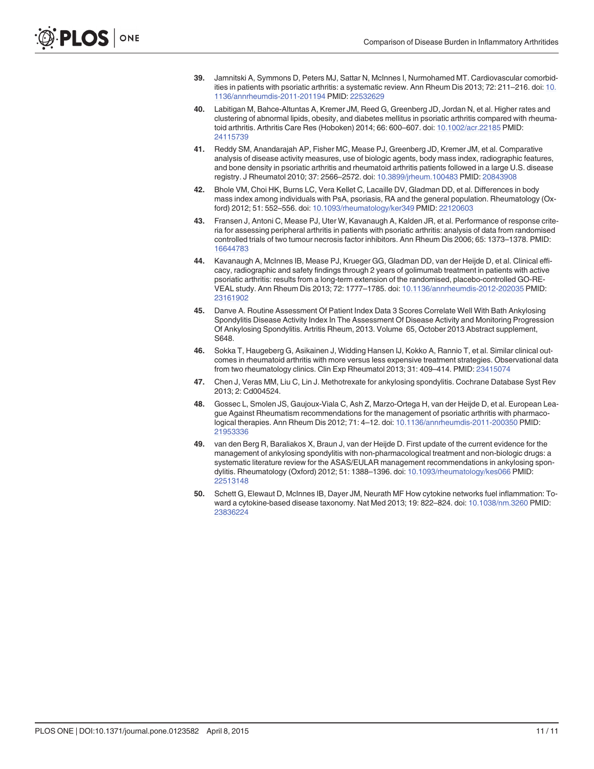39. Jamnitski A, Symmons D, Peters MJ, Sattar N, McInnes I, Nurmohamed MT. Cardiovascular comorbidities in patients with psoriatic arthritis: a systematic review. Ann Rheum Dis 2013; 72: 211–216. doi: 10.1136/annrheumdis-2011-201194 PMID: 22532629

40. Labitigan M, Bahce-Altuntas A, Kremer JM, Reed G, Greenberg JD, Jordan N, et al. Higher rates and clustering of abnormal lipids, obesity, and diabetes mellitus in psoriatic arthritis compared with rheumatoid arthritis. Arthritis Care Res (Hoboken) 2014; 66: 600–607. doi: 10.1002/acr.22185 PMID: 24115739

41. Reddy SM, Anandarajah AP, Fisher MC, Mease PJ, Greenberg JD, Kremer JM, et al. Comparative analysis of disease activity measures, use of biologic agents, body mass index, radiographic features, and bone density in psoriatic arthritis and rheumatoid arthritis patients followed in a large U.S. disease registry. J Rheumatol 2010; 37: 2566–2572. doi: 10.3899/jrheum.100483 PMID: 20843908

42. Bhole VM, Choi HK, Burns LC, Vera Kellet C, Lacaille DV, Gladman DD, et al. Differences in body mass index among individuals with PsA, psoriasis, RA and the general population. Rheumatology (Oxford) 2012; 51: 552–556. doi: 10.1093/rheumatology/ker349 PMID: 22120603

43. Fransen J, Antoni C, Mease PJ, Uter W, Kavanaugh A, Kalden JR, et al. Performance of response criteria for assessing peripheral arthritis in patients with psoriatic arthritis: analysis of data from randomised controlled trials of two tumour necrosis factor inhibitors. Ann Rheum Dis 2006; 65: 1373–1378. PMID: 16644783

44. Kavanaugh A, McInnes IB, Mease PJ, Krueger GG, Gladman DD, van der Heijde D, et al. Clinical efficacy, radiographic and safety findings through 2 years of golimumab treatment in patients with active psoriatic arthritis: results from a long-term extension of the randomised, placebo-controlled GO-REVEAL study. Ann Rheum Dis 2013; 72: 1777–1785. doi: 10.1136/annrheumdis-2012-202035 PMID: 23161902

45. Danve A. Routine Assessment Of Patient Index Data 3 Scores Correlate Well With Bath Ankylosing Spondylitis Disease Activity Index In The Assessment Of Disease Activity and Monitoring Progression Of Ankylosing Spondylitis. Artritis Rheum, 2013. Volume 65, October 2013 Abstract supplement, S648.

46. Sokka T, Haugeberg G, Asikainen J, Widding Hansen IJ, Kokko A, Rannio T, et al. Similar clinical outcomes in rheumatoid arthritis with more versus less expensive treatment strategies. Observational data from two rheumatology clinics. Clin Exp Rheumatol 2013; 31: 409–414. PMID: 23415074

47. Chen J, Veras MM, Liu C, Lin J. Methotrexate for ankylosing spondylitis. Cochrane Database Syst Rev 2013; 2: Cd004524.

48. Gossec L, Smolen JS, Gaujoux-Viala C, Ash Z, Marzo-Ortega H, van der Heijde D, et al. European League Against Rheumatism recommendations for the management of psoriatic arthritis with pharmacological therapies. Ann Rheum Dis 2012; 71: 4–12. doi: 10.1136/annrheumdis-2011-200350 PMID: 21953336

49. van den Berg R, Baraliakos X, Braun J, van der Heijde D. First update of the current evidence for the management of ankylosing spondylitis with non-pharmacological treatment and non-biologic drugs: a systematic literature review for the ASAS/EULAR management recommendations in ankylosing spondylitis. Rheumatology (Oxford) 2012; 51: 1388–1396. doi: 10.1093/rheumatology/kes066 PMID: 22513148

50. Schett G, Elewaut D, McInnes IB, Dayer JM, Neurath MF How cytokine networks fuel inflammation: Toward a cytokine-based disease taxonomy. Nat Med 2013; 19: 822–824. doi: 10.1038/nm.3260 PMID: 23836224